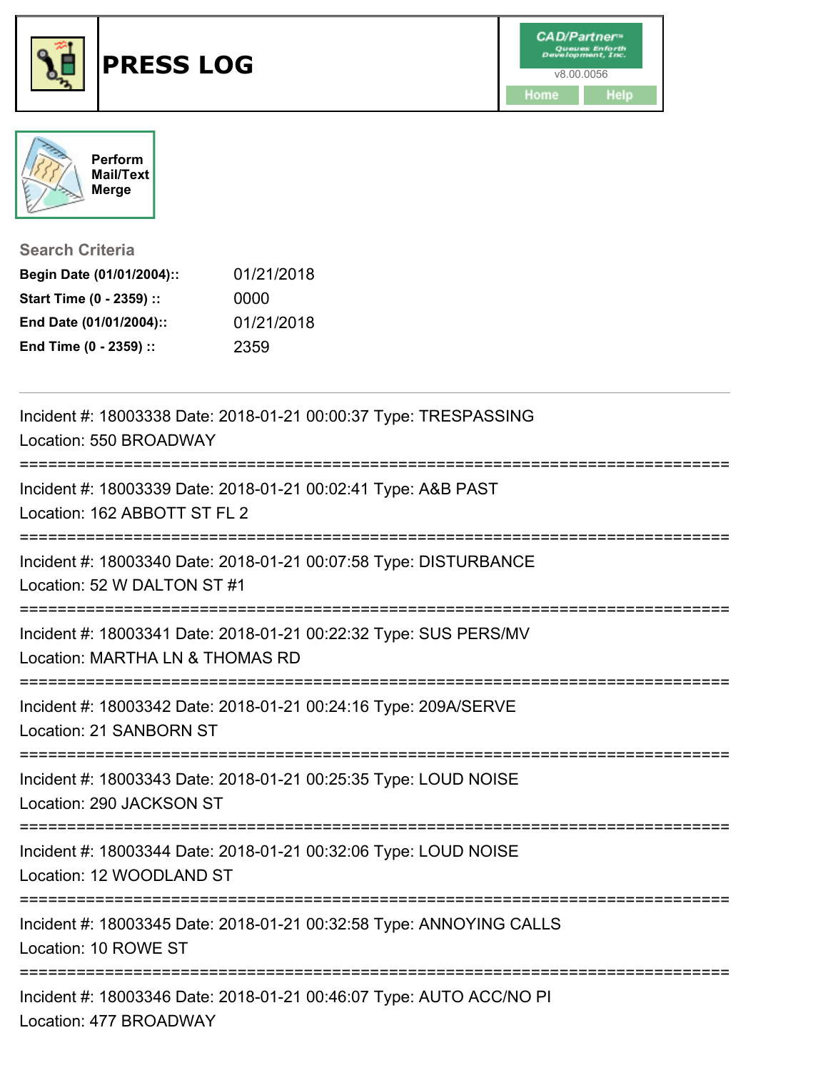# PRESS LOG

v8.00.0056

Home Help

Perform Mail/Text Merge

## Search Criteria

**Begin Date (01/01/2004)::** 01/21/2018
**Start Time (0 - 2359) ::** 0000
**End Date (01/01/2004)::** 01/21/2018
**End Time (0 - 2359) ::** 2359

---

Incident #: 18003338 Date: 2018-01-21 00:00:37 Type: TRESPASSING
Location: 550 BROADWAY

===========================================================================

Incident #: 18003339 Date: 2018-01-21 00:02:41 Type: A&B PAST
Location: 162 ABBOTT ST FL 2

===========================================================================

Incident #: 18003340 Date: 2018-01-21 00:07:58 Type: DISTURBANCE
Location: 52 W DALTON ST #1

===========================================================================

Incident #: 18003341 Date: 2018-01-21 00:22:32 Type: SUS PERS/MV
Location: MARTHA LN & THOMAS RD

===========================================================================

Incident #: 18003342 Date: 2018-01-21 00:24:16 Type: 209A/SERVE
Location: 21 SANBORN ST

===========================================================================

Incident #: 18003343 Date: 2018-01-21 00:25:35 Type: LOUD NOISE
Location: 290 JACKSON ST

===========================================================================

Incident #: 18003344 Date: 2018-01-21 00:32:06 Type: LOUD NOISE
Location: 12 WOODLAND ST

===========================================================================

Incident #: 18003345 Date: 2018-01-21 00:32:58 Type: ANNOYING CALLS
Location: 10 ROWE ST

===========================================================================

Incident #: 18003346 Date: 2018-01-21 00:46:07 Type: AUTO ACC/NO PI
Location: 477 BROADWAY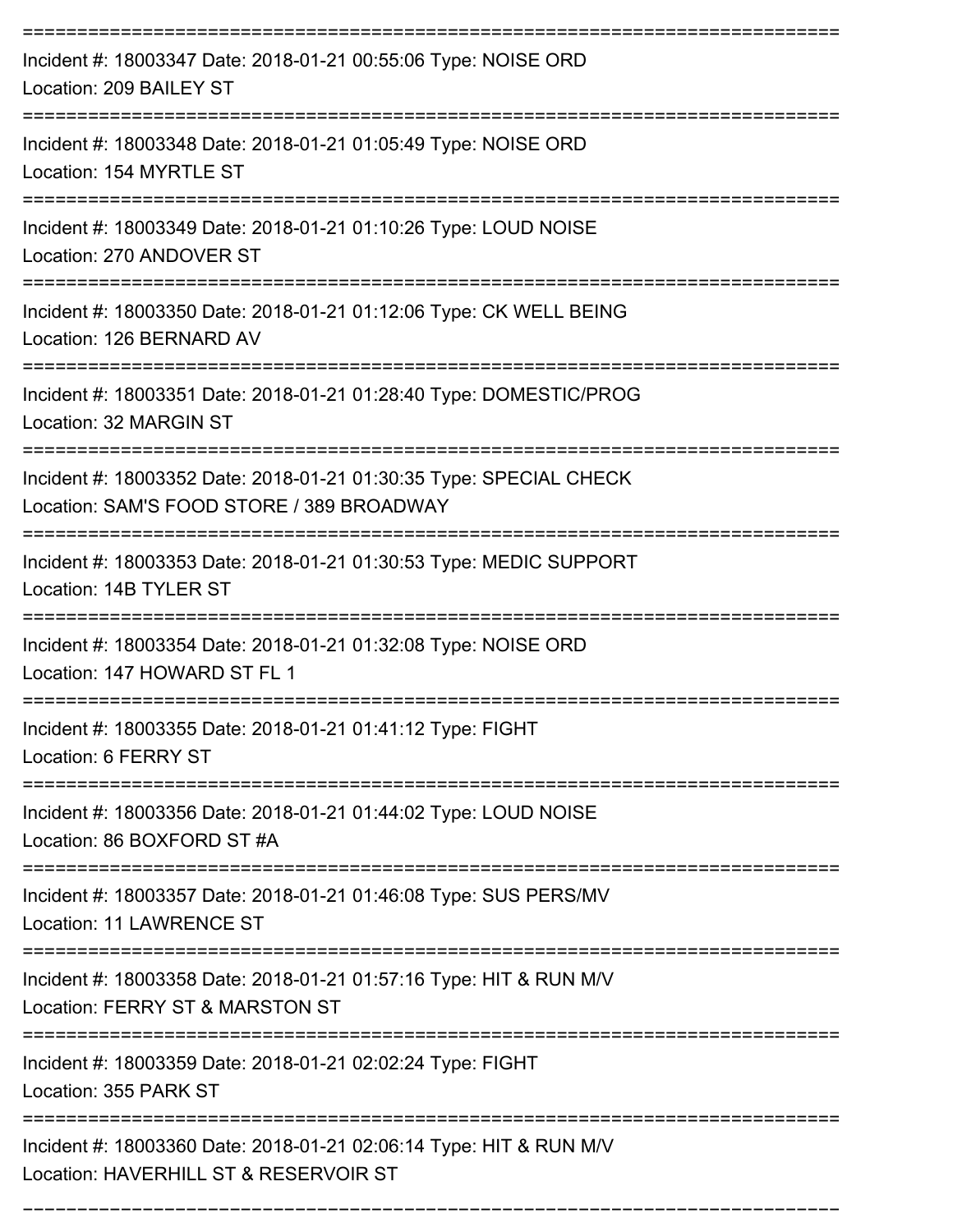===========================================================================

Incident #: 18003347 Date: 2018-01-21 00:55:06 Type: NOISE ORD
Location: 209 BAILEY ST

===========================================================================

Incident #: 18003348 Date: 2018-01-21 01:05:49 Type: NOISE ORD
Location: 154 MYRTLE ST

===========================================================================

Incident #: 18003349 Date: 2018-01-21 01:10:26 Type: LOUD NOISE
Location: 270 ANDOVER ST

===========================================================================

Incident #: 18003350 Date: 2018-01-21 01:12:06 Type: CK WELL BEING
Location: 126 BERNARD AV

===========================================================================

Incident #: 18003351 Date: 2018-01-21 01:28:40 Type: DOMESTIC/PROG
Location: 32 MARGIN ST

===========================================================================

Incident #: 18003352 Date: 2018-01-21 01:30:35 Type: SPECIAL CHECK
Location: SAM'S FOOD STORE / 389 BROADWAY

===========================================================================

Incident #: 18003353 Date: 2018-01-21 01:30:53 Type: MEDIC SUPPORT
Location: 14B TYLER ST

===========================================================================

Incident #: 18003354 Date: 2018-01-21 01:32:08 Type: NOISE ORD
Location: 147 HOWARD ST FL 1

===========================================================================

Incident #: 18003355 Date: 2018-01-21 01:41:12 Type: FIGHT
Location: 6 FERRY ST

===========================================================================

Incident #: 18003356 Date: 2018-01-21 01:44:02 Type: LOUD NOISE
Location: 86 BOXFORD ST #A

===========================================================================

Incident #: 18003357 Date: 2018-01-21 01:46:08 Type: SUS PERS/MV
Location: 11 LAWRENCE ST

===========================================================================

Incident #: 18003358 Date: 2018-01-21 01:57:16 Type: HIT & RUN M/V
Location: FERRY ST & MARSTON ST

===========================================================================

Incident #: 18003359 Date: 2018-01-21 02:02:24 Type: FIGHT
Location: 355 PARK ST

===========================================================================

Incident #: 18003360 Date: 2018-01-21 02:06:14 Type: HIT & RUN M/V
Location: HAVERHILL ST & RESERVOIR ST

===========================================================================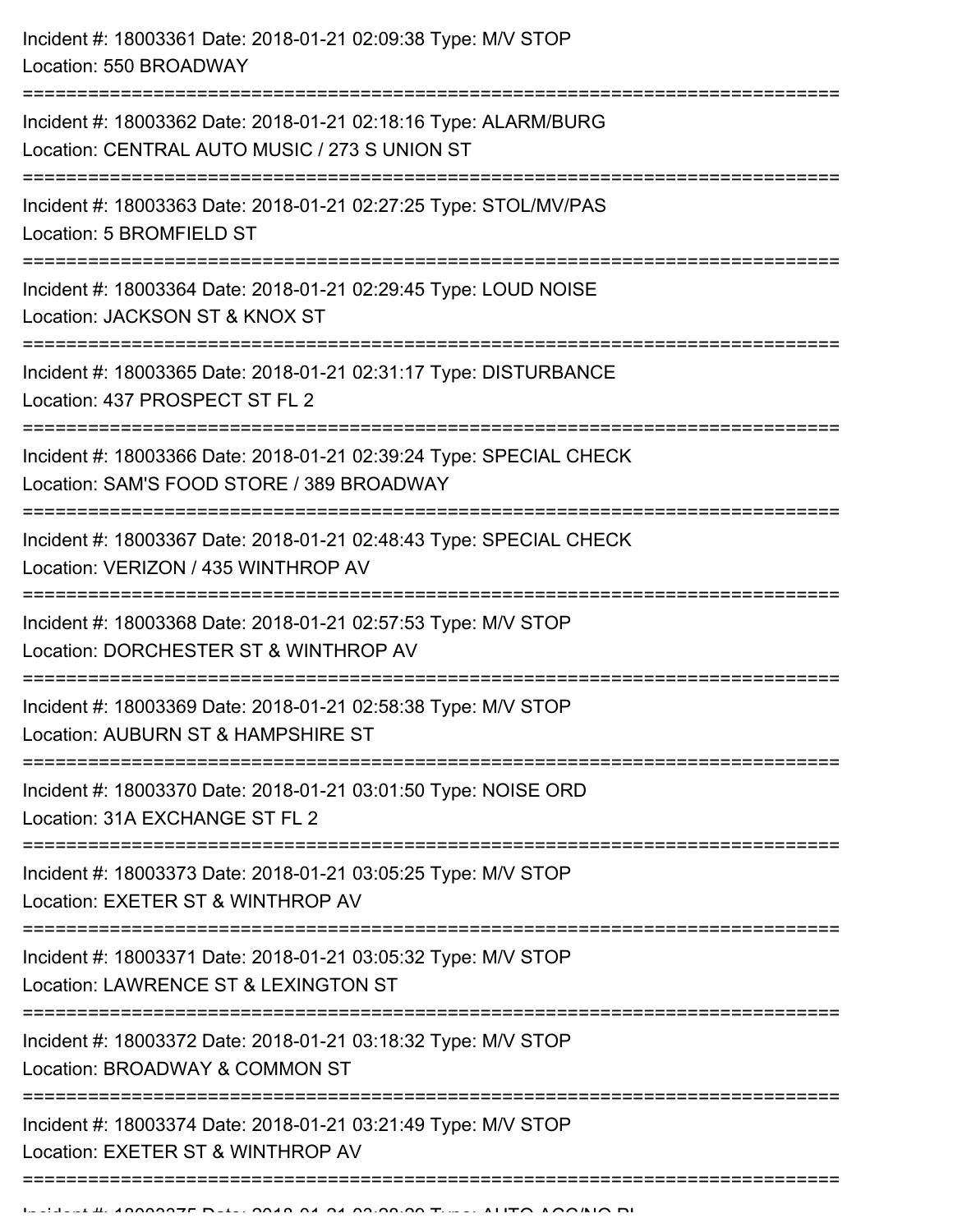Incident #: 18003361 Date: 2018-01-21 02:09:38 Type: M/V STOP
Location: 550 BROADWAY

===========================================================================

Incident #: 18003362 Date: 2018-01-21 02:18:16 Type: ALARM/BURG
Location: CENTRAL AUTO MUSIC / 273 S UNION ST

===========================================================================

Incident #: 18003363 Date: 2018-01-21 02:27:25 Type: STOL/MV/PAS
Location: 5 BROMFIELD ST

===========================================================================

Incident #: 18003364 Date: 2018-01-21 02:29:45 Type: LOUD NOISE
Location: JACKSON ST & KNOX ST

===========================================================================

Incident #: 18003365 Date: 2018-01-21 02:31:17 Type: DISTURBANCE
Location: 437 PROSPECT ST FL 2

===========================================================================

Incident #: 18003366 Date: 2018-01-21 02:39:24 Type: SPECIAL CHECK
Location: SAM'S FOOD STORE / 389 BROADWAY

===========================================================================

Incident #: 18003367 Date: 2018-01-21 02:48:43 Type: SPECIAL CHECK
Location: VERIZON / 435 WINTHROP AV

===========================================================================

Incident #: 18003368 Date: 2018-01-21 02:57:53 Type: M/V STOP
Location: DORCHESTER ST & WINTHROP AV

===========================================================================

Incident #: 18003369 Date: 2018-01-21 02:58:38 Type: M/V STOP
Location: AUBURN ST & HAMPSHIRE ST

===========================================================================

Incident #: 18003370 Date: 2018-01-21 03:01:50 Type: NOISE ORD
Location: 31A EXCHANGE ST FL 2

===========================================================================

Incident #: 18003373 Date: 2018-01-21 03:05:25 Type: M/V STOP
Location: EXETER ST & WINTHROP AV

===========================================================================

Incident #: 18003371 Date: 2018-01-21 03:05:32 Type: M/V STOP
Location: LAWRENCE ST & LEXINGTON ST

===========================================================================

Incident #: 18003372 Date: 2018-01-21 03:18:32 Type: M/V STOP
Location: BROADWAY & COMMON ST

===========================================================================

Incident #: 18003374 Date: 2018-01-21 03:21:49 Type: M/V STOP
Location: EXETER ST & WINTHROP AV

===========================================================================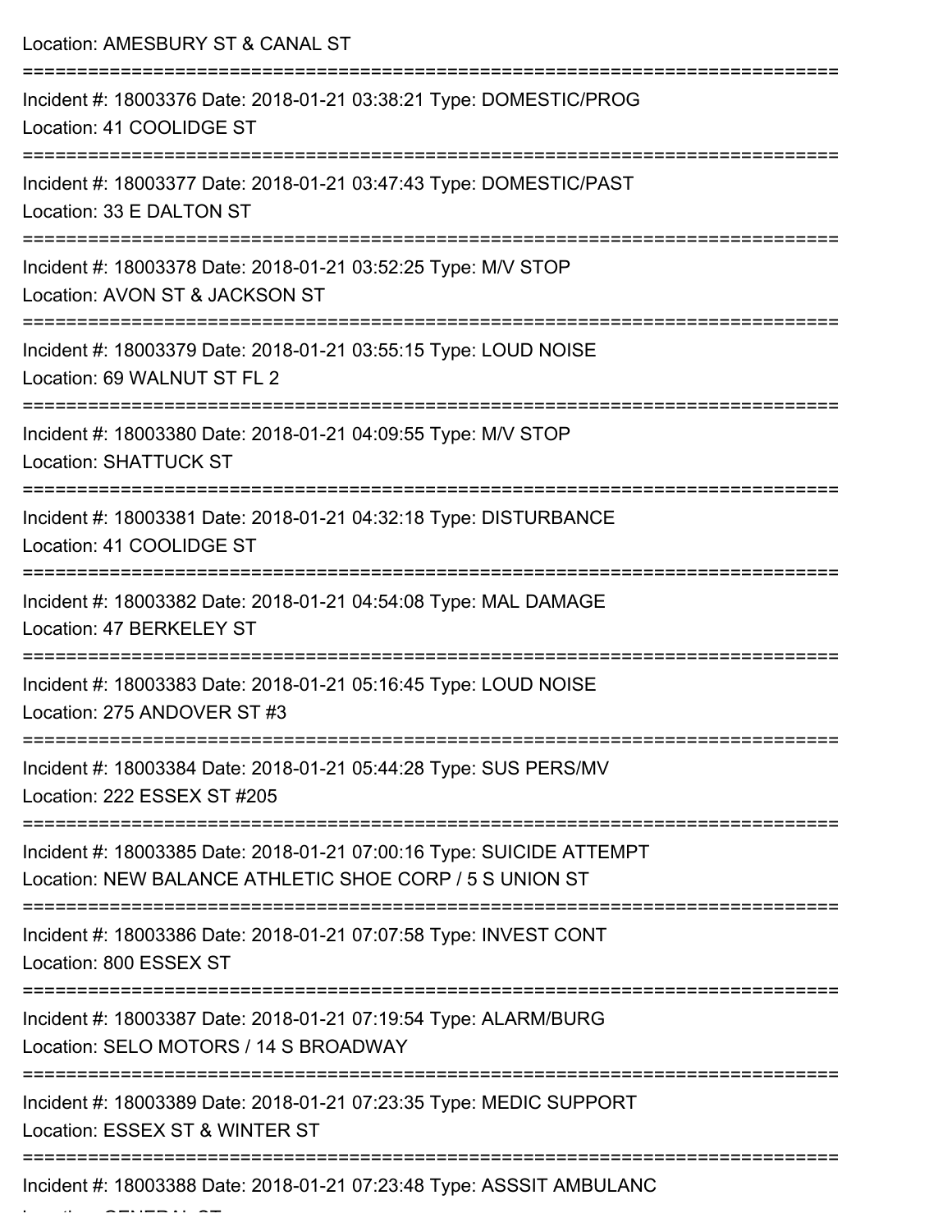Location: AMESBURY ST & CANAL ST

===========================================================================

Incident #: 18003376 Date: 2018-01-21 03:38:21 Type: DOMESTIC/PROG
Location: 41 COOLIDGE ST

===========================================================================

Incident #: 18003377 Date: 2018-01-21 03:47:43 Type: DOMESTIC/PAST
Location: 33 E DALTON ST

===========================================================================

Incident #: 18003378 Date: 2018-01-21 03:52:25 Type: M/V STOP
Location: AVON ST & JACKSON ST

===========================================================================

Incident #: 18003379 Date: 2018-01-21 03:55:15 Type: LOUD NOISE
Location: 69 WALNUT ST FL 2

===========================================================================

Incident #: 18003380 Date: 2018-01-21 04:09:55 Type: M/V STOP
Location: SHATTUCK ST

===========================================================================

Incident #: 18003381 Date: 2018-01-21 04:32:18 Type: DISTURBANCE
Location: 41 COOLIDGE ST

===========================================================================

Incident #: 18003382 Date: 2018-01-21 04:54:08 Type: MAL DAMAGE
Location: 47 BERKELEY ST

===========================================================================

Incident #: 18003383 Date: 2018-01-21 05:16:45 Type: LOUD NOISE
Location: 275 ANDOVER ST #3

===========================================================================

Incident #: 18003384 Date: 2018-01-21 05:44:28 Type: SUS PERS/MV
Location: 222 ESSEX ST #205

===========================================================================

Incident #: 18003385 Date: 2018-01-21 07:00:16 Type: SUICIDE ATTEMPT
Location: NEW BALANCE ATHLETIC SHOE CORP / 5 S UNION ST

===========================================================================

Incident #: 18003386 Date: 2018-01-21 07:07:58 Type: INVEST CONT
Location: 800 ESSEX ST

===========================================================================

Incident #: 18003387 Date: 2018-01-21 07:19:54 Type: ALARM/BURG
Location: SELO MOTORS / 14 S BROADWAY

===========================================================================

Incident #: 18003389 Date: 2018-01-21 07:23:35 Type: MEDIC SUPPORT
Location: ESSEX ST & WINTER ST

===========================================================================

Incident #: 18003388 Date: 2018-01-21 07:23:48 Type: ASSSIT AMBULANC
Location: GENERAL ST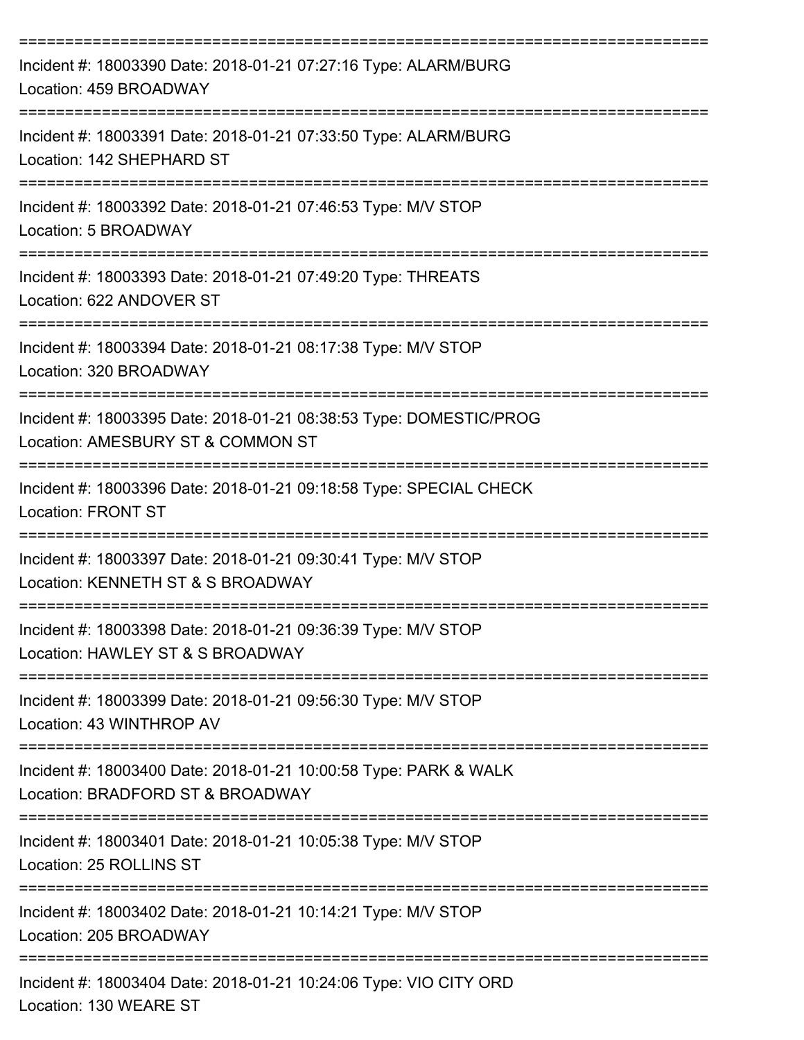===========================================================================

Incident #: 18003390 Date: 2018-01-21 07:27:16 Type: ALARM/BURG
Location: 459 BROADWAY

===========================================================================

Incident #: 18003391 Date: 2018-01-21 07:33:50 Type: ALARM/BURG
Location: 142 SHEPHARD ST

===========================================================================

Incident #: 18003392 Date: 2018-01-21 07:46:53 Type: M/V STOP
Location: 5 BROADWAY

===========================================================================

Incident #: 18003393 Date: 2018-01-21 07:49:20 Type: THREATS
Location: 622 ANDOVER ST

===========================================================================

Incident #: 18003394 Date: 2018-01-21 08:17:38 Type: M/V STOP
Location: 320 BROADWAY

===========================================================================

Incident #: 18003395 Date: 2018-01-21 08:38:53 Type: DOMESTIC/PROG
Location: AMESBURY ST & COMMON ST

===========================================================================

Incident #: 18003396 Date: 2018-01-21 09:18:58 Type: SPECIAL CHECK
Location: FRONT ST

===========================================================================

Incident #: 18003397 Date: 2018-01-21 09:30:41 Type: M/V STOP
Location: KENNETH ST & S BROADWAY

===========================================================================

Incident #: 18003398 Date: 2018-01-21 09:36:39 Type: M/V STOP
Location: HAWLEY ST & S BROADWAY

===========================================================================

Incident #: 18003399 Date: 2018-01-21 09:56:30 Type: M/V STOP
Location: 43 WINTHROP AV

===========================================================================

Incident #: 18003400 Date: 2018-01-21 10:00:58 Type: PARK & WALK
Location: BRADFORD ST & BROADWAY

===========================================================================

Incident #: 18003401 Date: 2018-01-21 10:05:38 Type: M/V STOP
Location: 25 ROLLINS ST

===========================================================================

Incident #: 18003402 Date: 2018-01-21 10:14:21 Type: M/V STOP
Location: 205 BROADWAY

===========================================================================

Incident #: 18003404 Date: 2018-01-21 10:24:06 Type: VIO CITY ORD
Location: 130 WEARE ST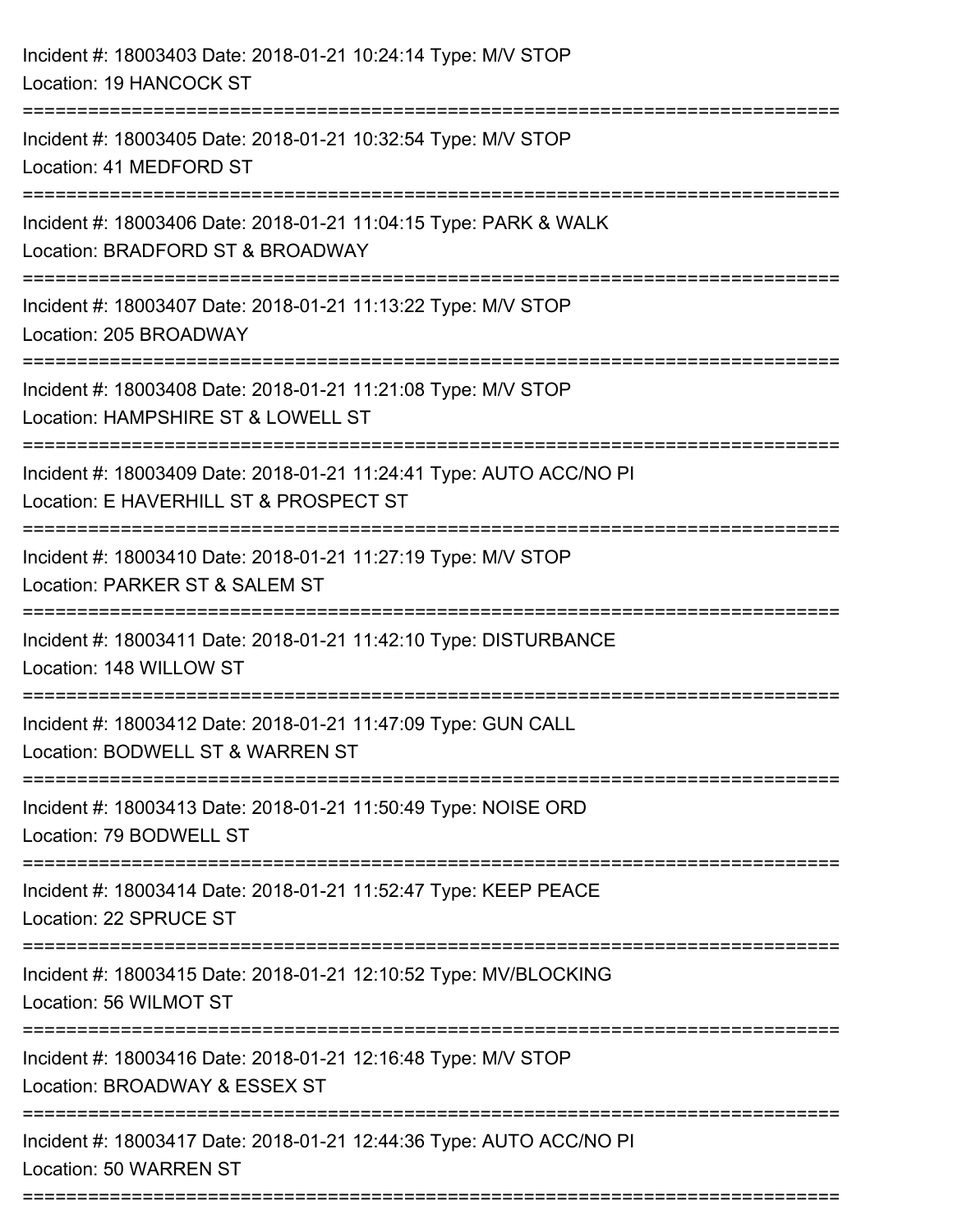Incident #: 18003403 Date: 2018-01-21 10:24:14 Type: M/V STOP
Location: 19 HANCOCK ST

===========================================================================

Incident #: 18003405 Date: 2018-01-21 10:32:54 Type: M/V STOP
Location: 41 MEDFORD ST

===========================================================================

Incident #: 18003406 Date: 2018-01-21 11:04:15 Type: PARK & WALK
Location: BRADFORD ST & BROADWAY

===========================================================================

Incident #: 18003407 Date: 2018-01-21 11:13:22 Type: M/V STOP
Location: 205 BROADWAY

===========================================================================

Incident #: 18003408 Date: 2018-01-21 11:21:08 Type: M/V STOP
Location: HAMPSHIRE ST & LOWELL ST

===========================================================================

Incident #: 18003409 Date: 2018-01-21 11:24:41 Type: AUTO ACC/NO PI
Location: E HAVERHILL ST & PROSPECT ST

===========================================================================

Incident #: 18003410 Date: 2018-01-21 11:27:19 Type: M/V STOP
Location: PARKER ST & SALEM ST

===========================================================================

Incident #: 18003411 Date: 2018-01-21 11:42:10 Type: DISTURBANCE
Location: 148 WILLOW ST

===========================================================================

Incident #: 18003412 Date: 2018-01-21 11:47:09 Type: GUN CALL
Location: BODWELL ST & WARREN ST

===========================================================================

Incident #: 18003413 Date: 2018-01-21 11:50:49 Type: NOISE ORD
Location: 79 BODWELL ST

===========================================================================

Incident #: 18003414 Date: 2018-01-21 11:52:47 Type: KEEP PEACE
Location: 22 SPRUCE ST

===========================================================================

Incident #: 18003415 Date: 2018-01-21 12:10:52 Type: MV/BLOCKING
Location: 56 WILMOT ST

===========================================================================

Incident #: 18003416 Date: 2018-01-21 12:16:48 Type: M/V STOP
Location: BROADWAY & ESSEX ST

===========================================================================

Incident #: 18003417 Date: 2018-01-21 12:44:36 Type: AUTO ACC/NO PI
Location: 50 WARREN ST

===========================================================================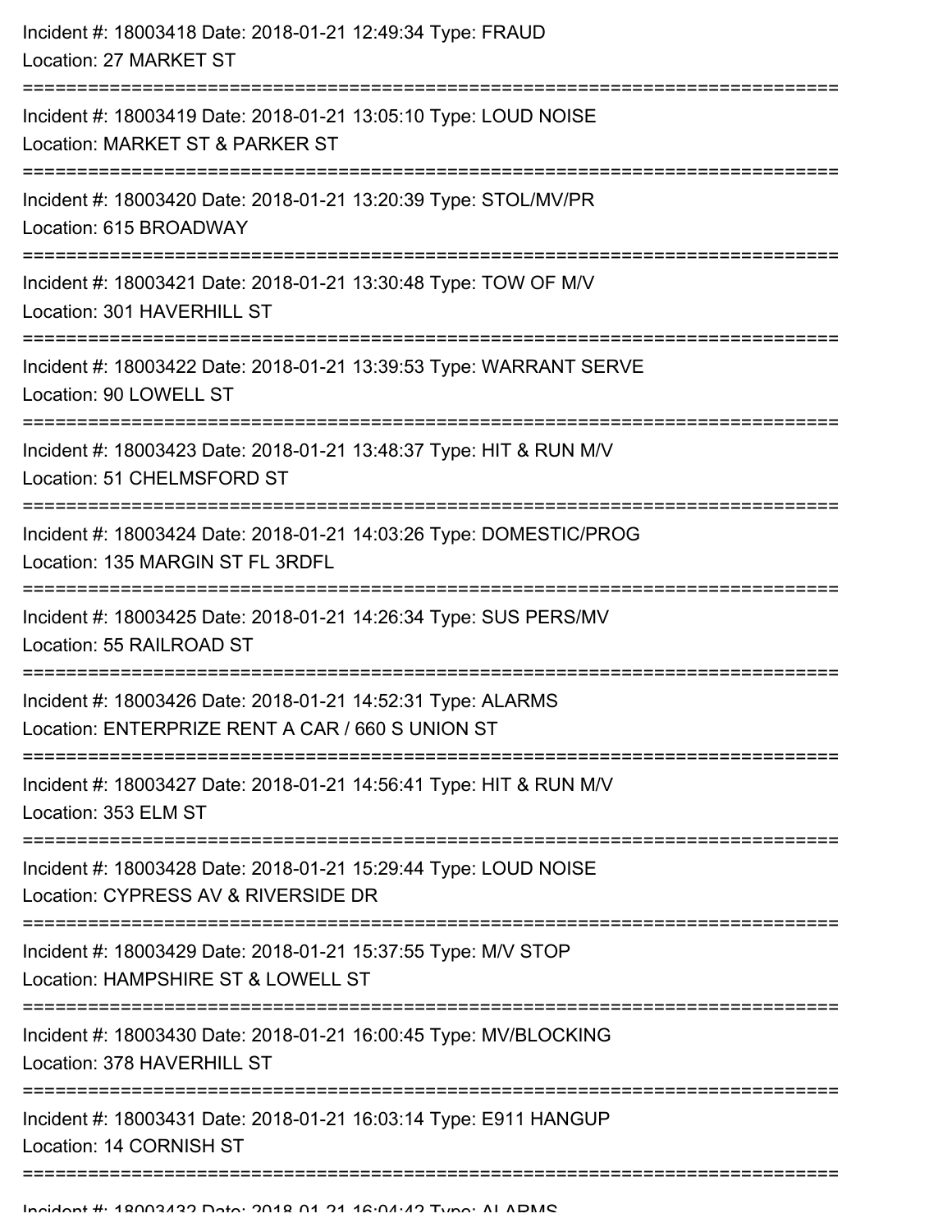Incident #: 18003418 Date: 2018-01-21 12:49:34 Type: FRAUD
Location: 27 MARKET ST

===========================================================================

Incident #: 18003419 Date: 2018-01-21 13:05:10 Type: LOUD NOISE
Location: MARKET ST & PARKER ST

===========================================================================

Incident #: 18003420 Date: 2018-01-21 13:20:39 Type: STOL/MV/PR
Location: 615 BROADWAY

===========================================================================

Incident #: 18003421 Date: 2018-01-21 13:30:48 Type: TOW OF M/V
Location: 301 HAVERHILL ST

===========================================================================

Incident #: 18003422 Date: 2018-01-21 13:39:53 Type: WARRANT SERVE
Location: 90 LOWELL ST

===========================================================================

Incident #: 18003423 Date: 2018-01-21 13:48:37 Type: HIT & RUN M/V
Location: 51 CHELMSFORD ST

===========================================================================

Incident #: 18003424 Date: 2018-01-21 14:03:26 Type: DOMESTIC/PROG
Location: 135 MARGIN ST FL 3RDFL

===========================================================================

Incident #: 18003425 Date: 2018-01-21 14:26:34 Type: SUS PERS/MV
Location: 55 RAILROAD ST

===========================================================================

Incident #: 18003426 Date: 2018-01-21 14:52:31 Type: ALARMS
Location: ENTERPRIZE RENT A CAR / 660 S UNION ST

===========================================================================

Incident #: 18003427 Date: 2018-01-21 14:56:41 Type: HIT & RUN M/V
Location: 353 ELM ST

===========================================================================

Incident #: 18003428 Date: 2018-01-21 15:29:44 Type: LOUD NOISE
Location: CYPRESS AV & RIVERSIDE DR

===========================================================================

Incident #: 18003429 Date: 2018-01-21 15:37:55 Type: M/V STOP
Location: HAMPSHIRE ST & LOWELL ST

===========================================================================

Incident #: 18003430 Date: 2018-01-21 16:00:45 Type: MV/BLOCKING
Location: 378 HAVERHILL ST

===========================================================================

Incident #: 18003431 Date: 2018-01-21 16:03:14 Type: E911 HANGUP
Location: 14 CORNISH ST

===========================================================================

Incident #: 18003432 Date: 2018-01-21 16:04:42 Type: ALARMS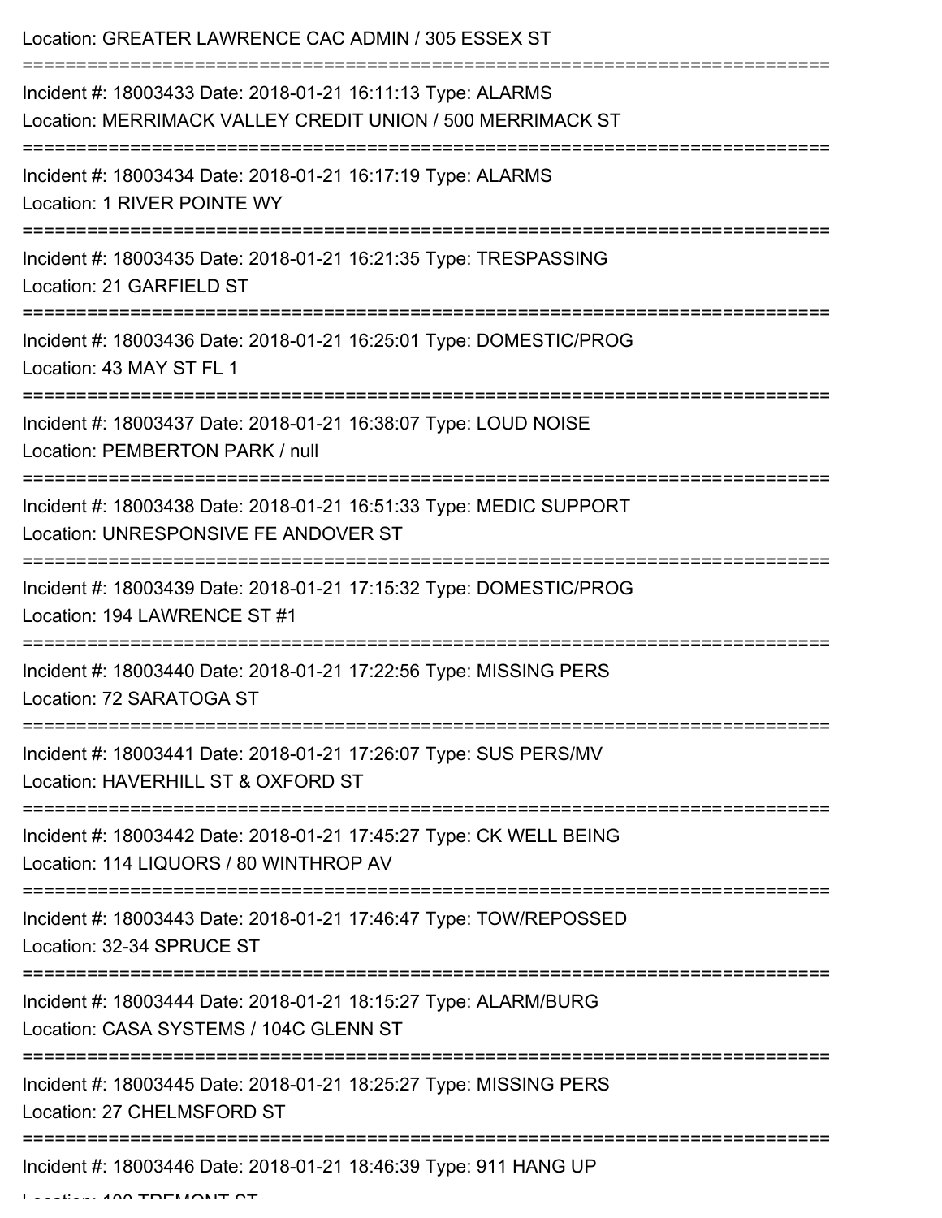Location: GREATER LAWRENCE CAC ADMIN / 305 ESSEX ST

===========================================================================

Incident #: 18003433 Date: 2018-01-21 16:11:13 Type: ALARMS

Location: MERRIMACK VALLEY CREDIT UNION / 500 MERRIMACK ST

===========================================================================

Incident #: 18003434 Date: 2018-01-21 16:17:19 Type: ALARMS

Location: 1 RIVER POINTE WY

===========================================================================

Incident #: 18003435 Date: 2018-01-21 16:21:35 Type: TRESPASSING

Location: 21 GARFIELD ST

===========================================================================

Incident #: 18003436 Date: 2018-01-21 16:25:01 Type: DOMESTIC/PROG

Location: 43 MAY ST FL 1

===========================================================================

Incident #: 18003437 Date: 2018-01-21 16:38:07 Type: LOUD NOISE

Location: PEMBERTON PARK / null

===========================================================================

Incident #: 18003438 Date: 2018-01-21 16:51:33 Type: MEDIC SUPPORT

Location: UNRESPONSIVE FE ANDOVER ST

===========================================================================

Incident #: 18003439 Date: 2018-01-21 17:15:32 Type: DOMESTIC/PROG

Location: 194 LAWRENCE ST #1

===========================================================================

Incident #: 18003440 Date: 2018-01-21 17:22:56 Type: MISSING PERS

Location: 72 SARATOGA ST

===========================================================================

Incident #: 18003441 Date: 2018-01-21 17:26:07 Type: SUS PERS/MV

Location: HAVERHILL ST & OXFORD ST

===========================================================================

Incident #: 18003442 Date: 2018-01-21 17:45:27 Type: CK WELL BEING

Location: 114 LIQUORS / 80 WINTHROP AV

===========================================================================

Incident #: 18003443 Date: 2018-01-21 17:46:47 Type: TOW/REPOSSED

Location: 32-34 SPRUCE ST

===========================================================================

Incident #: 18003444 Date: 2018-01-21 18:15:27 Type: ALARM/BURG

Location: CASA SYSTEMS / 104C GLENN ST

===========================================================================

Incident #: 18003445 Date: 2018-01-21 18:25:27 Type: MISSING PERS

Location: 27 CHELMSFORD ST

===========================================================================

Incident #: 18003446 Date: 2018-01-21 18:46:39 Type: 911 HANG UP

Location: 100 TREMONT ST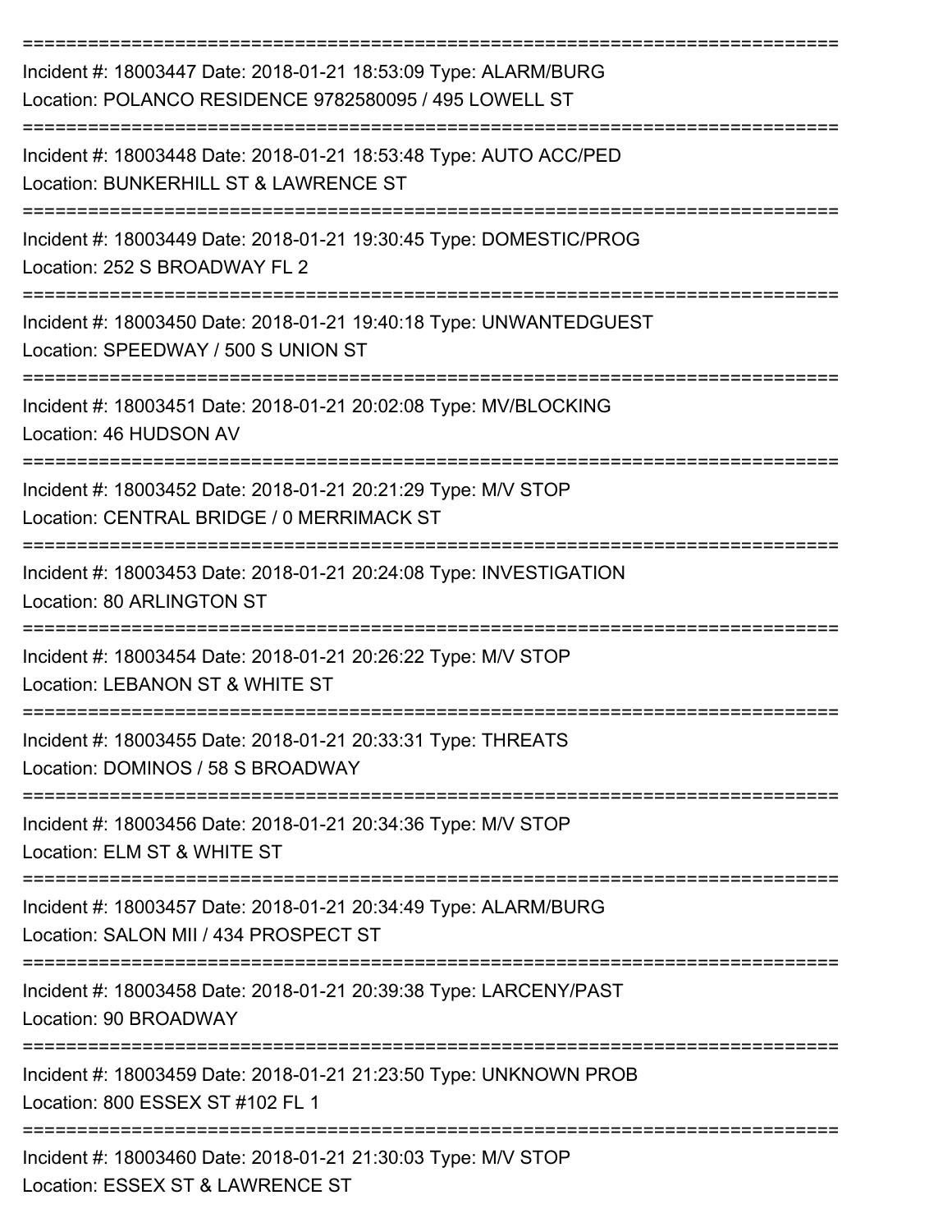---

Incident #: 18003447 Date: 2018-01-21 18:53:09 Type: ALARM/BURG
Location: POLANCO RESIDENCE 9782580095 / 495 LOWELL ST

---

Incident #: 18003448 Date: 2018-01-21 18:53:48 Type: AUTO ACC/PED
Location: BUNKERHILL ST & LAWRENCE ST

---

Incident #: 18003449 Date: 2018-01-21 19:30:45 Type: DOMESTIC/PROG
Location: 252 S BROADWAY FL 2

---

Incident #: 18003450 Date: 2018-01-21 19:40:18 Type: UNWANTEDGUEST
Location: SPEEDWAY / 500 S UNION ST

---

Incident #: 18003451 Date: 2018-01-21 20:02:08 Type: MV/BLOCKING
Location: 46 HUDSON AV

---

Incident #: 18003452 Date: 2018-01-21 20:21:29 Type: M/V STOP
Location: CENTRAL BRIDGE / 0 MERRIMACK ST

---

Incident #: 18003453 Date: 2018-01-21 20:24:08 Type: INVESTIGATION
Location: 80 ARLINGTON ST

---

Incident #: 18003454 Date: 2018-01-21 20:26:22 Type: M/V STOP
Location: LEBANON ST & WHITE ST

---

Incident #: 18003455 Date: 2018-01-21 20:33:31 Type: THREATS
Location: DOMINOS / 58 S BROADWAY

---

Incident #: 18003456 Date: 2018-01-21 20:34:36 Type: M/V STOP
Location: ELM ST & WHITE ST

---

Incident #: 18003457 Date: 2018-01-21 20:34:49 Type: ALARM/BURG
Location: SALON MII / 434 PROSPECT ST

---

Incident #: 18003458 Date: 2018-01-21 20:39:38 Type: LARCENY/PAST
Location: 90 BROADWAY

---

Incident #: 18003459 Date: 2018-01-21 21:23:50 Type: UNKNOWN PROB
Location: 800 ESSEX ST #102 FL 1

---

Incident #: 18003460 Date: 2018-01-21 21:30:03 Type: M/V STOP
Location: ESSEX ST & LAWRENCE ST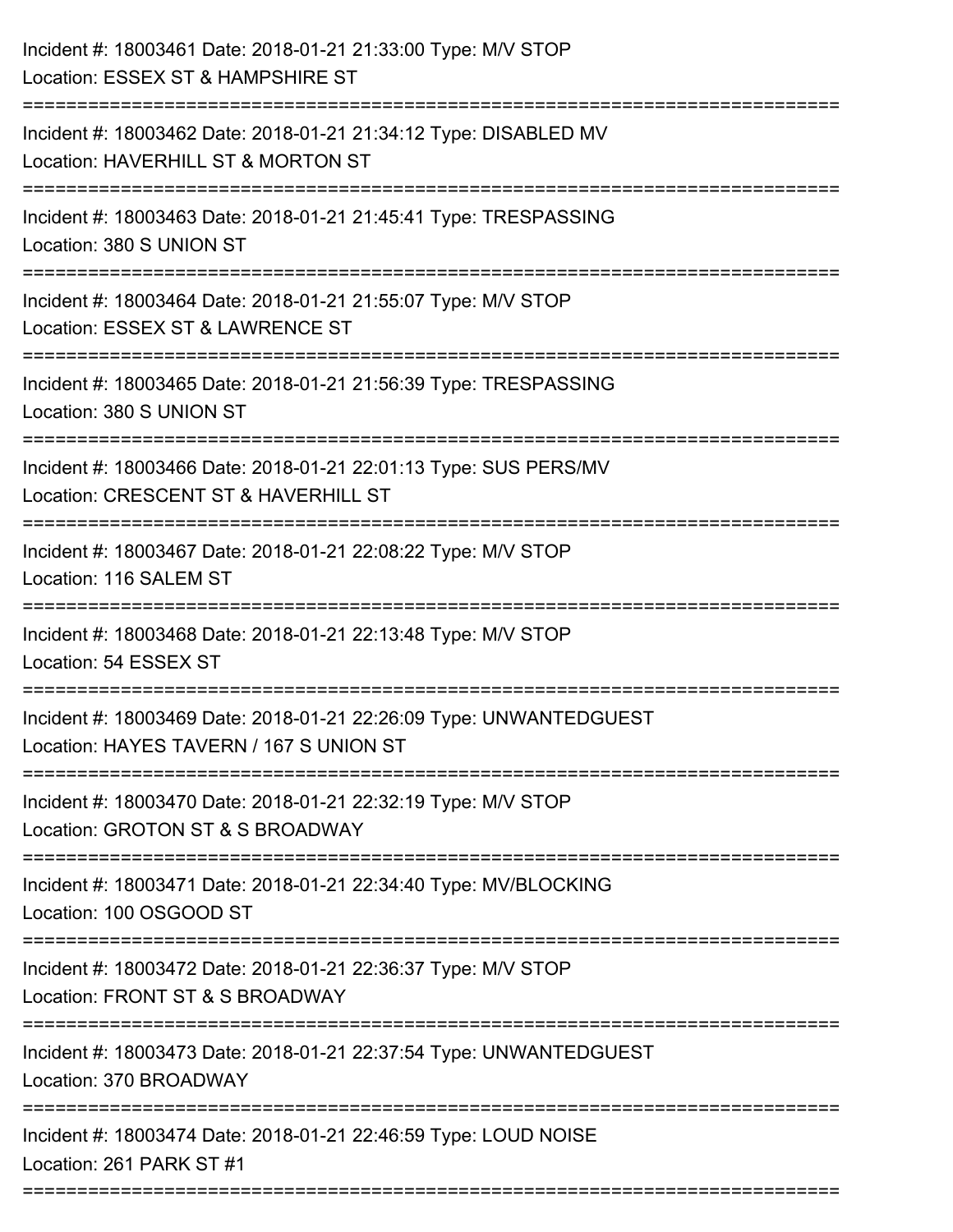Incident #: 18003461 Date: 2018-01-21 21:33:00 Type: M/V STOP
Location: ESSEX ST & HAMPSHIRE ST

===========================================================================

Incident #: 18003462 Date: 2018-01-21 21:34:12 Type: DISABLED MV
Location: HAVERHILL ST & MORTON ST

===========================================================================

Incident #: 18003463 Date: 2018-01-21 21:45:41 Type: TRESPASSING
Location: 380 S UNION ST

===========================================================================

Incident #: 18003464 Date: 2018-01-21 21:55:07 Type: M/V STOP
Location: ESSEX ST & LAWRENCE ST

===========================================================================

Incident #: 18003465 Date: 2018-01-21 21:56:39 Type: TRESPASSING
Location: 380 S UNION ST

===========================================================================

Incident #: 18003466 Date: 2018-01-21 22:01:13 Type: SUS PERS/MV
Location: CRESCENT ST & HAVERHILL ST

===========================================================================

Incident #: 18003467 Date: 2018-01-21 22:08:22 Type: M/V STOP
Location: 116 SALEM ST

===========================================================================

Incident #: 18003468 Date: 2018-01-21 22:13:48 Type: M/V STOP
Location: 54 ESSEX ST

===========================================================================

Incident #: 18003469 Date: 2018-01-21 22:26:09 Type: UNWANTEDGUEST
Location: HAYES TAVERN / 167 S UNION ST

===========================================================================

Incident #: 18003470 Date: 2018-01-21 22:32:19 Type: M/V STOP
Location: GROTON ST & S BROADWAY

===========================================================================

Incident #: 18003471 Date: 2018-01-21 22:34:40 Type: MV/BLOCKING
Location: 100 OSGOOD ST

===========================================================================

Incident #: 18003472 Date: 2018-01-21 22:36:37 Type: M/V STOP
Location: FRONT ST & S BROADWAY

===========================================================================

Incident #: 18003473 Date: 2018-01-21 22:37:54 Type: UNWANTEDGUEST
Location: 370 BROADWAY

===========================================================================

Incident #: 18003474 Date: 2018-01-21 22:46:59 Type: LOUD NOISE
Location: 261 PARK ST #1

===========================================================================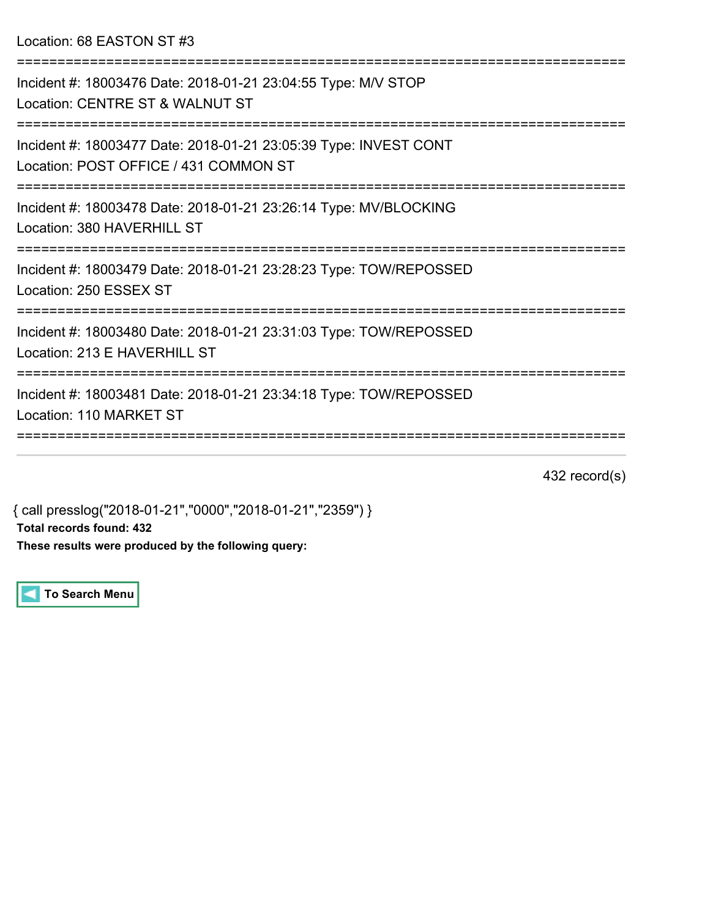Location: 68 EASTON ST #3

===========================================================================

Incident #: 18003476 Date: 2018-01-21 23:04:55 Type: M/V STOP

Location: CENTRE ST & WALNUT ST

===========================================================================

Incident #: 18003477 Date: 2018-01-21 23:05:39 Type: INVEST CONT

Location: POST OFFICE / 431 COMMON ST

===========================================================================

Incident #: 18003478 Date: 2018-01-21 23:26:14 Type: MV/BLOCKING

Location: 380 HAVERHILL ST

===========================================================================

Incident #: 18003479 Date: 2018-01-21 23:28:23 Type: TOW/REPOSSED

Location: 250 ESSEX ST

===========================================================================

Incident #: 18003480 Date: 2018-01-21 23:31:03 Type: TOW/REPOSSED

Location: 213 E HAVERHILL ST

===========================================================================

Incident #: 18003481 Date: 2018-01-21 23:34:18 Type: TOW/REPOSSED

Location: 110 MARKET ST

===========================================================================

432 record(s)

{ call presslog("2018-01-21","0000","2018-01-21","2359") }

**Total records found: 432**

**These results were produced by the following query:**

**To Search Menu**